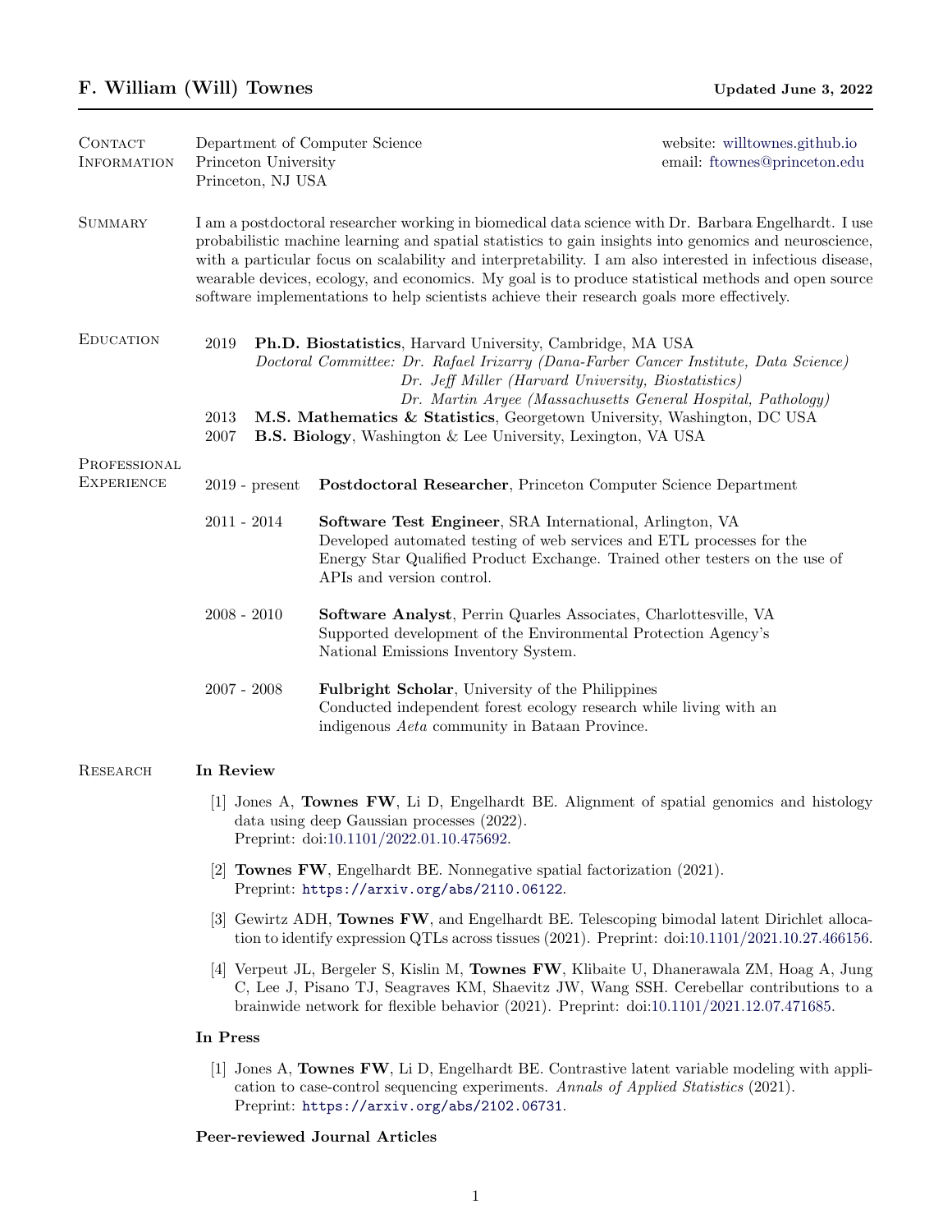# F. William (Will) Townes

**Updated June 3, 2022**

## Contact Information

Department of Computer Science
Princeton University
Princeton, NJ USA

website: willtownes.github.io
email: ftownes@princeton.edu

## Summary

I am a postdoctoral researcher working in biomedical data science with Dr. Barbara Engelhardt. I use probabilistic machine learning and spatial statistics to gain insights into genomics and neuroscience, with a particular focus on scalability and interpretability. I am also interested in infectious disease, wearable devices, ecology, and economics. My goal is to produce statistical methods and open source software implementations to help scientists achieve their research goals more effectively.

## Education

- 2019 **Ph.D. Biostatistics**, Harvard University, Cambridge, MA USA
  *Doctoral Committee: Dr. Rafael Irizarry (Dana-Farber Cancer Institute, Data Science)*
  *Dr. Jeff Miller (Harvard University, Biostatistics)*
  *Dr. Martin Aryee (Massachusetts General Hospital, Pathology)*
- 2013 **M.S. Mathematics & Statistics**, Georgetown University, Washington, DC USA
- 2007 **B.S. Biology**, Washington & Lee University, Lexington, VA USA

## Professional Experience

- 2019 - present **Postdoctoral Researcher**, Princeton Computer Science Department
- 2011 - 2014 **Software Test Engineer**, SRA International, Arlington, VA
  Developed automated testing of web services and ETL processes for the Energy Star Qualified Product Exchange. Trained other testers on the use of APIs and version control.
- 2008 - 2010 **Software Analyst**, Perrin Quarles Associates, Charlottesville, VA
  Supported development of the Environmental Protection Agency's National Emissions Inventory System.
- 2007 - 2008 **Fulbright Scholar**, University of the Philippines
  Conducted independent forest ecology research while living with an indigenous *Aeta* community in Bataan Province.

## Research

### In Review

[1] Jones A, **Townes FW**, Li D, Engelhardt BE. Alignment of spatial genomics and histology data using deep Gaussian processes (2022).
Preprint: doi:10.1101/2022.01.10.475692.

[2] **Townes FW**, Engelhardt BE. Nonnegative spatial factorization (2021).
Preprint: https://arxiv.org/abs/2110.06122.

[3] Gewirtz ADH, **Townes FW**, and Engelhardt BE. Telescoping bimodal latent Dirichlet allocation to identify expression QTLs across tissues (2021). Preprint: doi:10.1101/2021.10.27.466156.

[4] Verpeut JL, Bergeler S, Kislin M, **Townes FW**, Klibaite U, Dhanerawala ZM, Hoag A, Jung C, Lee J, Pisano TJ, Seagraves KM, Shaevitz JW, Wang SSH. Cerebellar contributions to a brainwide network for flexible behavior (2021). Preprint: doi:10.1101/2021.12.07.471685.

### In Press

[1] Jones A, **Townes FW**, Li D, Engelhardt BE. Contrastive latent variable modeling with application to case-control sequencing experiments. *Annals of Applied Statistics* (2021).
Preprint: https://arxiv.org/abs/2102.06731.

### Peer-reviewed Journal Articles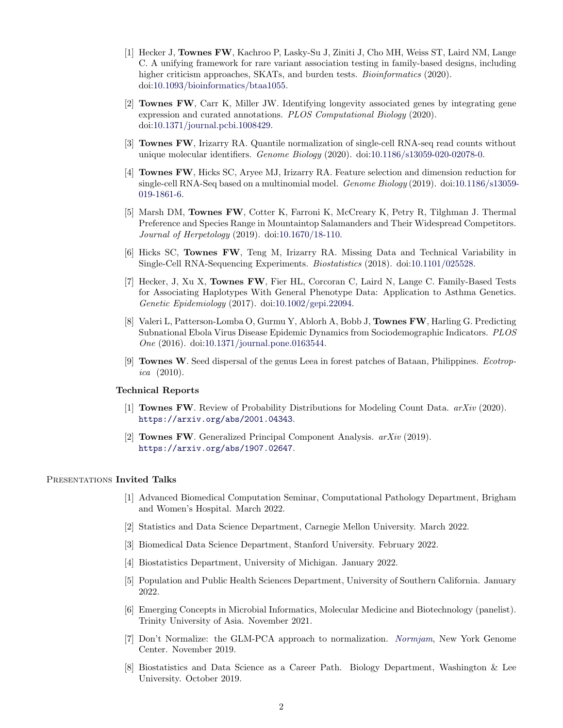[1] Hecker J, **Townes FW**, Kachroo P, Lasky-Su J, Ziniti J, Cho MH, Weiss ST, Laird NM, Lange C. A unifying framework for rare variant association testing in family-based designs, including higher criticism approaches, SKATs, and burden tests. *Bioinformatics* (2020). doi:10.1093/bioinformatics/btaa1055.

[2] **Townes FW**, Carr K, Miller JW. Identifying longevity associated genes by integrating gene expression and curated annotations. *PLOS Computational Biology* (2020). doi:10.1371/journal.pcbi.1008429.

[3] **Townes FW**, Irizarry RA. Quantile normalization of single-cell RNA-seq read counts without unique molecular identifiers. *Genome Biology* (2020). doi:10.1186/s13059-020-02078-0.

[4] **Townes FW**, Hicks SC, Aryee MJ, Irizarry RA. Feature selection and dimension reduction for single-cell RNA-Seq based on a multinomial model. *Genome Biology* (2019). doi:10.1186/s13059-019-1861-6.

[5] Marsh DM, **Townes FW**, Cotter K, Farroni K, McCreary K, Petry R, Tilghman J. Thermal Preference and Species Range in Mountaintop Salamanders and Their Widespread Competitors. *Journal of Herpetology* (2019). doi:10.1670/18-110.

[6] Hicks SC, **Townes FW**, Teng M, Irizarry RA. Missing Data and Technical Variability in Single-Cell RNA-Sequencing Experiments. *Biostatistics* (2018). doi:10.1101/025528.

[7] Hecker, J, Xu X, **Townes FW**, Fier HL, Corcoran C, Laird N, Lange C. Family-Based Tests for Associating Haplotypes With General Phenotype Data: Application to Asthma Genetics. *Genetic Epidemiology* (2017). doi:10.1002/gepi.22094.

[8] Valeri L, Patterson-Lomba O, Gurmu Y, Ablorh A, Bobb J, **Townes FW**, Harling G. Predicting Subnational Ebola Virus Disease Epidemic Dynamics from Sociodemographic Indicators. *PLOS One* (2016). doi:10.1371/journal.pone.0163544.

[9] **Townes W**. Seed dispersal of the genus Leea in forest patches of Bataan, Philippines. *Ecotropica* (2010).

### Technical Reports

[1] **Townes FW**. Review of Probability Distributions for Modeling Count Data. *arXiv* (2020). `https://arxiv.org/abs/2001.04343`.

[2] **Townes FW**. Generalized Principal Component Analysis. *arXiv* (2019). `https://arxiv.org/abs/1907.02647`.

## Presentations

### Invited Talks

[1] Advanced Biomedical Computation Seminar, Computational Pathology Department, Brigham and Women's Hospital. March 2022.

[2] Statistics and Data Science Department, Carnegie Mellon University. March 2022.

[3] Biomedical Data Science Department, Stanford University. February 2022.

[4] Biostatistics Department, University of Michigan. January 2022.

[5] Population and Public Health Sciences Department, University of Southern California. January 2022.

[6] Emerging Concepts in Microbial Informatics, Molecular Medicine and Biotechnology (panelist). Trinity University of Asia. November 2021.

[7] Don't Normalize: the GLM-PCA approach to normalization. *Normjam*, New York Genome Center. November 2019.

[8] Biostatistics and Data Science as a Career Path. Biology Department, Washington & Lee University. October 2019.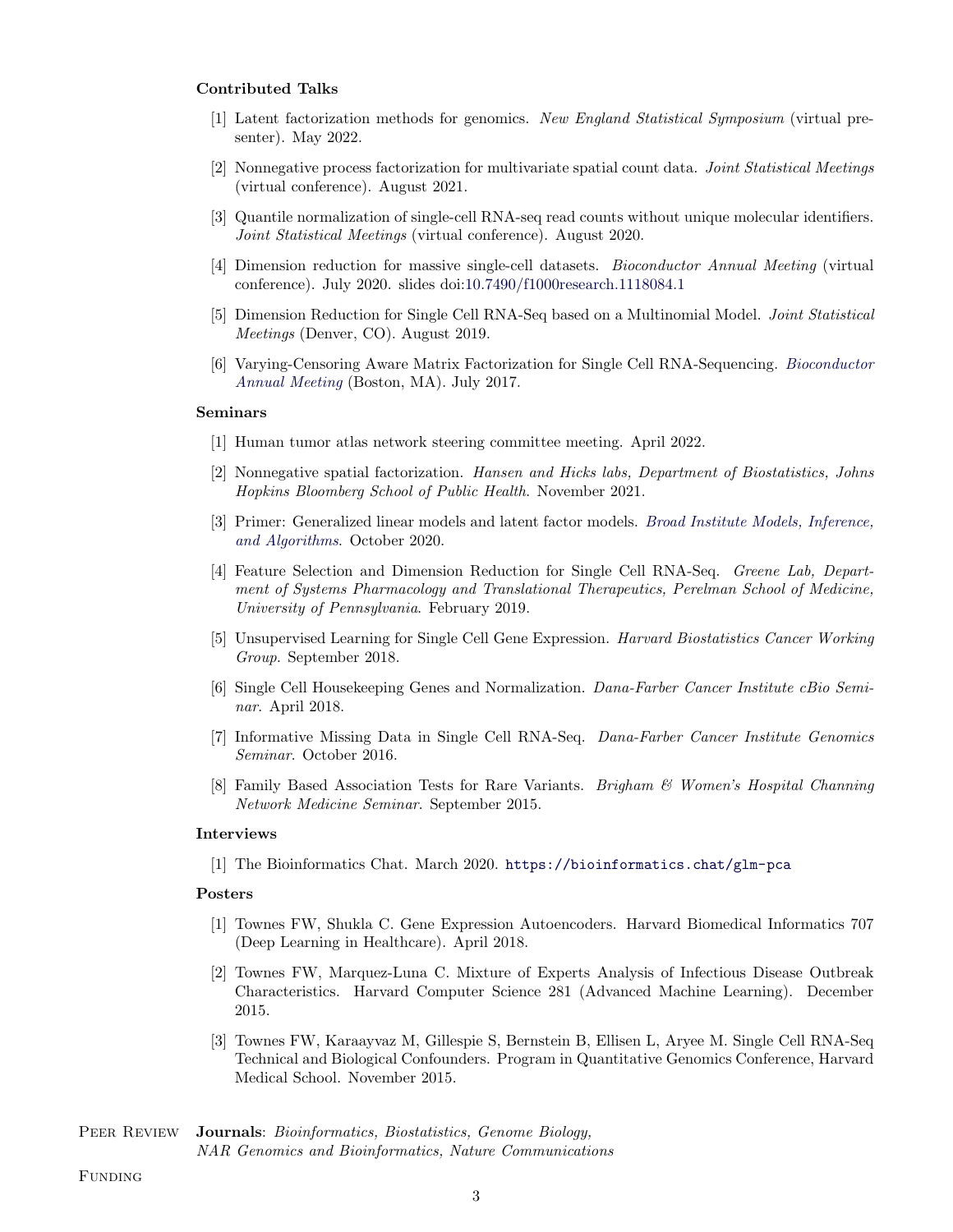### Contributed Talks

[1] Latent factorization methods for genomics. *New England Statistical Symposium* (virtual presenter). May 2022.

[2] Nonnegative process factorization for multivariate spatial count data. *Joint Statistical Meetings* (virtual conference). August 2021.

[3] Quantile normalization of single-cell RNA-seq read counts without unique molecular identifiers. *Joint Statistical Meetings* (virtual conference). August 2020.

[4] Dimension reduction for massive single-cell datasets. *Bioconductor Annual Meeting* (virtual conference). July 2020. slides doi:10.7490/f1000research.1118084.1

[5] Dimension Reduction for Single Cell RNA-Seq based on a Multinomial Model. *Joint Statistical Meetings* (Denver, CO). August 2019.

[6] Varying-Censoring Aware Matrix Factorization for Single Cell RNA-Sequencing. *Bioconductor Annual Meeting* (Boston, MA). July 2017.

### Seminars

[1] Human tumor atlas network steering committee meeting. April 2022.

[2] Nonnegative spatial factorization. *Hansen and Hicks labs, Department of Biostatistics, Johns Hopkins Bloomberg School of Public Health*. November 2021.

[3] Primer: Generalized linear models and latent factor models. *Broad Institute Models, Inference, and Algorithms*. October 2020.

[4] Feature Selection and Dimension Reduction for Single Cell RNA-Seq. *Greene Lab, Department of Systems Pharmacology and Translational Therapeutics, Perelman School of Medicine, University of Pennsylvania*. February 2019.

[5] Unsupervised Learning for Single Cell Gene Expression. *Harvard Biostatistics Cancer Working Group*. September 2018.

[6] Single Cell Housekeeping Genes and Normalization. *Dana-Farber Cancer Institute cBio Seminar*. April 2018.

[7] Informative Missing Data in Single Cell RNA-Seq. *Dana-Farber Cancer Institute Genomics Seminar*. October 2016.

[8] Family Based Association Tests for Rare Variants. *Brigham & Women's Hospital Channing Network Medicine Seminar*. September 2015.

### Interviews

[1] The Bioinformatics Chat. March 2020. https://bioinformatics.chat/glm-pca

### Posters

[1] Townes FW, Shukla C. Gene Expression Autoencoders. Harvard Biomedical Informatics 707 (Deep Learning in Healthcare). April 2018.

[2] Townes FW, Marquez-Luna C. Mixture of Experts Analysis of Infectious Disease Outbreak Characteristics. Harvard Computer Science 281 (Advanced Machine Learning). December 2015.

[3] Townes FW, Karaayvaz M, Gillespie S, Bernstein B, Ellisen L, Aryee M. Single Cell RNA-Seq Technical and Biological Confounders. Program in Quantitative Genomics Conference, Harvard Medical School. November 2015.

## Peer Review

**Journals**: *Bioinformatics, Biostatistics, Genome Biology, NAR Genomics and Bioinformatics, Nature Communications*

## Funding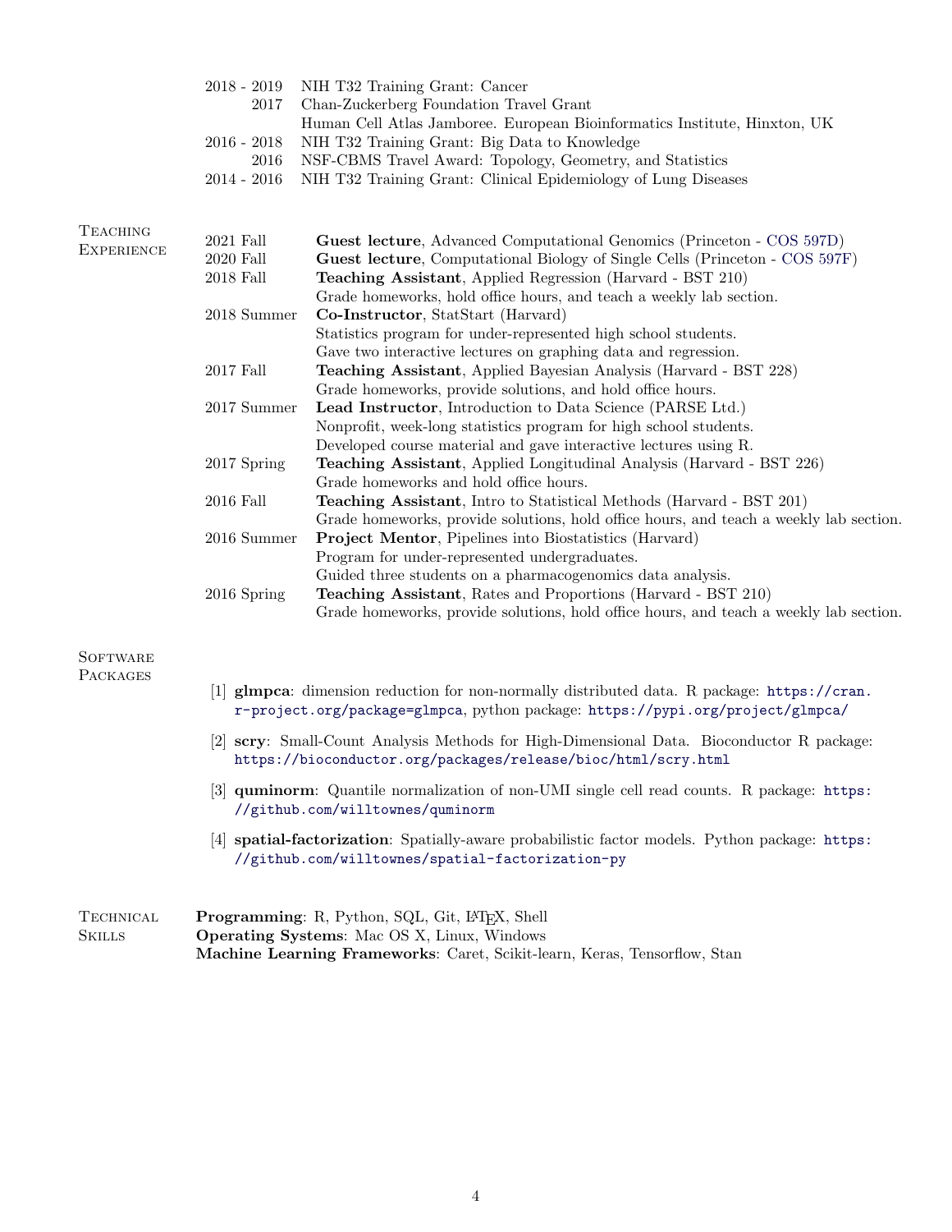2018 - 2019 NIH T32 Training Grant: Cancer

2017 Chan-Zuckerberg Foundation Travel Grant
Human Cell Atlas Jamboree. European Bioinformatics Institute, Hinxton, UK

2016 - 2018 NIH T32 Training Grant: Big Data to Knowledge

2016 NSF-CBMS Travel Award: Topology, Geometry, and Statistics

2014 - 2016 NIH T32 Training Grant: Clinical Epidemiology of Lung Diseases

## Teaching Experience

2021 Fall **Guest lecture**, Advanced Computational Genomics (Princeton - COS 597D)

2020 Fall **Guest lecture**, Computational Biology of Single Cells (Princeton - COS 597F)

2018 Fall **Teaching Assistant**, Applied Regression (Harvard - BST 210)
Grade homeworks, hold office hours, and teach a weekly lab section.

2018 Summer **Co-Instructor**, StatStart (Harvard)
Statistics program for under-represented high school students.
Gave two interactive lectures on graphing data and regression.

2017 Fall **Teaching Assistant**, Applied Bayesian Analysis (Harvard - BST 228)
Grade homeworks, provide solutions, and hold office hours.

2017 Summer **Lead Instructor**, Introduction to Data Science (PARSE Ltd.)
Nonprofit, week-long statistics program for high school students.
Developed course material and gave interactive lectures using R.

2017 Spring **Teaching Assistant**, Applied Longitudinal Analysis (Harvard - BST 226)
Grade homeworks and hold office hours.

2016 Fall **Teaching Assistant**, Intro to Statistical Methods (Harvard - BST 201)
Grade homeworks, provide solutions, hold office hours, and teach a weekly lab section.

2016 Summer **Project Mentor**, Pipelines into Biostatistics (Harvard)
Program for under-represented undergraduates.
Guided three students on a pharmacogenomics data analysis.

2016 Spring **Teaching Assistant**, Rates and Proportions (Harvard - BST 210)
Grade homeworks, provide solutions, hold office hours, and teach a weekly lab section.

## Software Packages

[1] **glmpca**: dimension reduction for non-normally distributed data. R package: https://cran.r-project.org/package=glmpca, python package: https://pypi.org/project/glmpca/

[2] **scry**: Small-Count Analysis Methods for High-Dimensional Data. Bioconductor R package: https://bioconductor.org/packages/release/bioc/html/scry.html

[3] **quminorm**: Quantile normalization of non-UMI single cell read counts. R package: https://github.com/willtownes/quminorm

[4] **spatial-factorization**: Spatially-aware probabilistic factor models. Python package: https://github.com/willtownes/spatial-factorization-py

## Technical Skills

**Programming**: R, Python, SQL, Git, LaTeX, Shell
**Operating Systems**: Mac OS X, Linux, Windows
**Machine Learning Frameworks**: Caret, Scikit-learn, Keras, Tensorflow, Stan